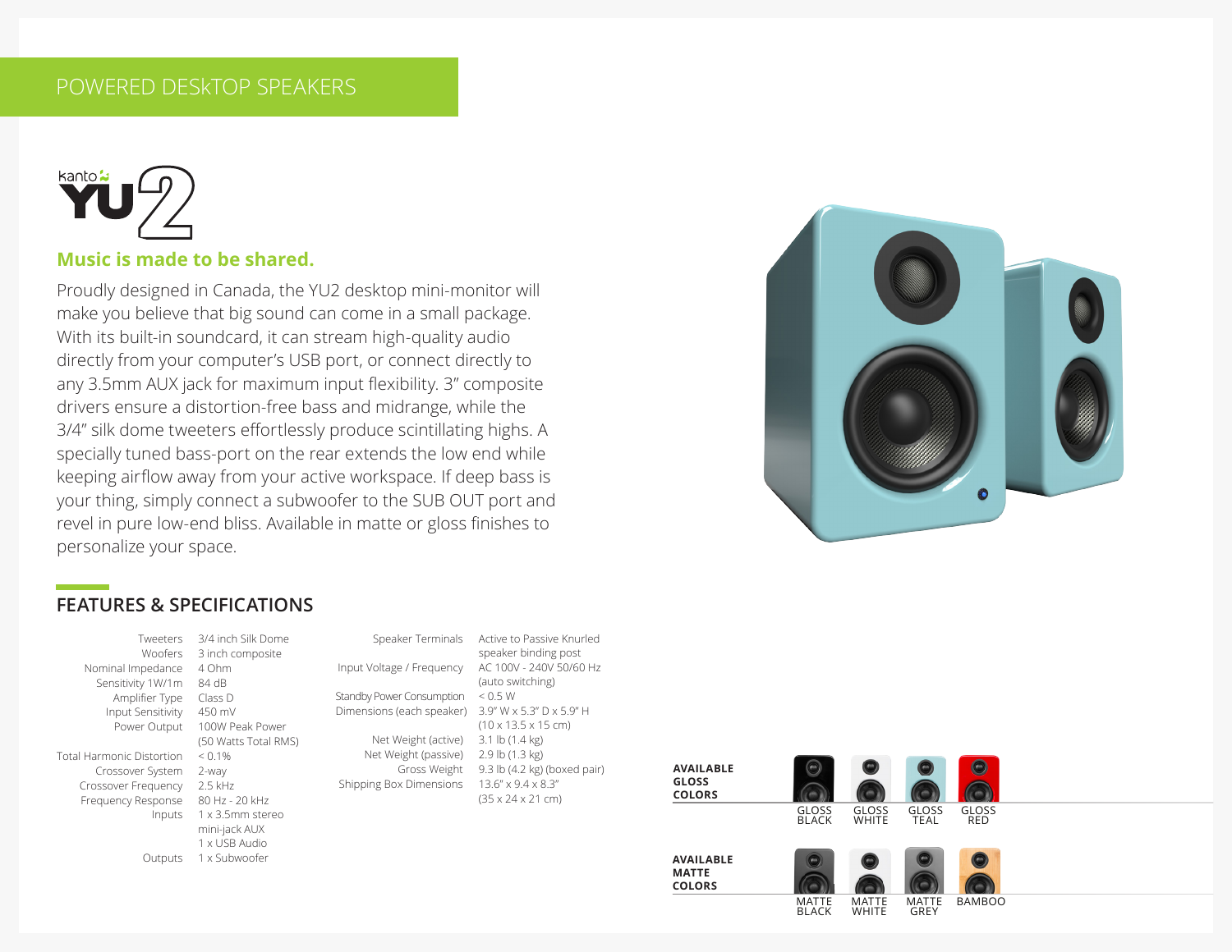POWERED DESKTOP SPEAKERS

# kanto YU2

## Music is made to be shared.

Proudly designed in Canada, the YU2 desktop mini-monitor will make you believe that big sound can come in a small package. With its built-in soundcard, it can stream high-quality audio directly from your computer's USB port, or connect directly to any 3.5mm AUX jack for maximum input flexibility. 3" composite drivers ensure a distortion-free bass and midrange, while the 3/4" silk dome tweeters effortlessly produce scintillating highs. A specially tuned bass-port on the rear extends the low end while keeping airflow away from your active workspace. If deep bass is your thing, simply connect a subwoofer to the SUB OUT port and revel in pure low-end bliss. Available in matte or gloss finishes to personalize your space.

## FEATURES & SPECIFICATIONS

| | |
|---|---|
| Tweeters | 3/4 inch Silk Dome |
| Woofers | 3 inch composite |
| Nominal Impedance | 4 Ohm |
| Sensitivity 1W/1m | 84 dB |
| Amplifier Type | Class D |
| Input Sensitivity | 450 mV |
| Power Output | 100W Peak Power (50 Watts Total RMS) |
| Total Harmonic Distortion | < 0.1% |
| Crossover System | 2-way |
| Crossover Frequency | 2.5 kHz |
| Frequency Response | 80 Hz - 20 kHz |
| Inputs | 1 x 3.5mm stereo mini-jack AUX<br>1 x USB Audio |
| Outputs | 1 x Subwoofer |
| Speaker Terminals | Active to Passive Knurled speaker binding post |
| Input Voltage / Frequency | AC 100V - 240V 50/60 Hz (auto switching) |
| Standby Power Consumption | < 0.5 W |
| Dimensions (each speaker) | 3.9" W x 5.3" D x 5.9" H (10 x 13.5 x 15 cm) |
| Net Weight (active) | 3.1 lb (1.4 kg) |
| Net Weight (passive) | 2.9 lb (1.3 kg) |
| Gross Weight | 9.3 lb (4.2 kg) (boxed pair) |
| Shipping Box Dimensions | 13.6" x 9.4 x 8.3" (35 x 24 x 21 cm) |

**AVAILABLE GLOSS COLORS**

GLOSS BLACK, GLOSS WHITE, GLOSS TEAL, GLOSS RED

**AVAILABLE MATTE COLORS**

MATTE BLACK, MATTE WHITE, MATTE GREY, BAMBOO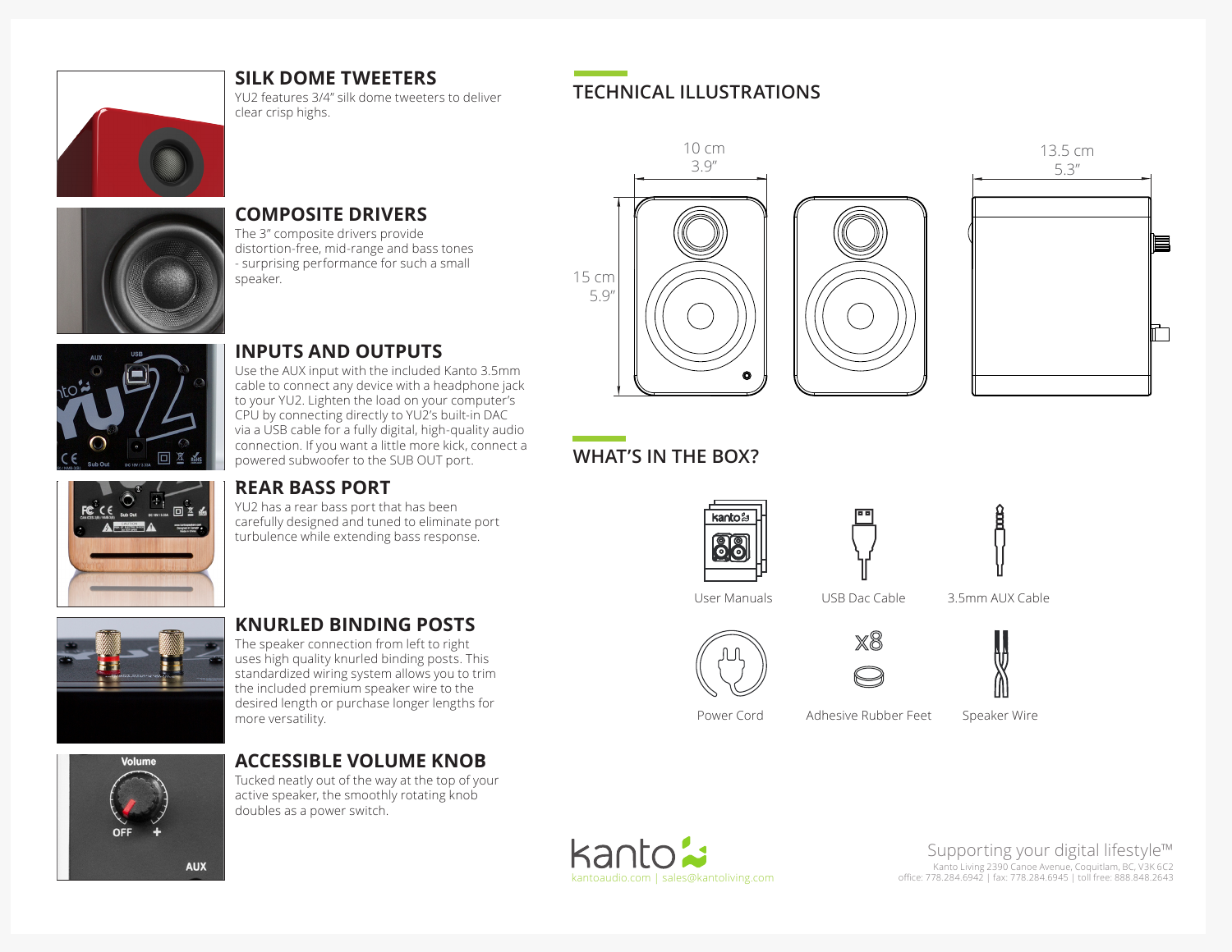## SILK DOME TWEETERS

YU2 features 3/4" silk dome tweeters to deliver clear crisp highs.

## COMPOSITE DRIVERS

The 3" composite drivers provide distortion-free, mid-range and bass tones - surprising performance for such a small speaker.

## INPUTS AND OUTPUTS

Use the AUX input with the included Kanto 3.5mm cable to connect any device with a headphone jack to your YU2. Lighten the load on your computer's CPU by connecting directly to YU2's built-in DAC via a USB cable for a fully digital, high-quality audio connection. If you want a little more kick, connect a powered subwoofer to the SUB OUT port.

## REAR BASS PORT

YU2 has a rear bass port that has been carefully designed and tuned to eliminate port turbulence while extending bass response.

## KNURLED BINDING POSTS

The speaker connection from left to right uses high quality knurled binding posts. This standardized wiring system allows you to trim the included premium speaker wire to the desired length or purchase longer lengths for more versatility.

## ACCESSIBLE VOLUME KNOB

Tucked neatly out of the way at the top of your active speaker, the smoothly rotating knob doubles as a power switch.

## TECHNICAL ILLUSTRATIONS

10 cm
3.9"

15 cm
5.9"

13.5 cm
5.3"

## WHAT'S IN THE BOX?

- User Manuals
- USB Dac Cable
- 3.5mm AUX Cable
- Power Cord
- Adhesive Rubber Feet (x8)
- Speaker Wire

kanto

kantoaudio.com | sales@kantoliving.com

Supporting your digital lifestyle™

Kanto Living 2390 Canoe Avenue, Coquitlam, BC, V3K 6C2

office: 778.284.6942 | fax: 778.284.6945 | toll free: 888.848.2643